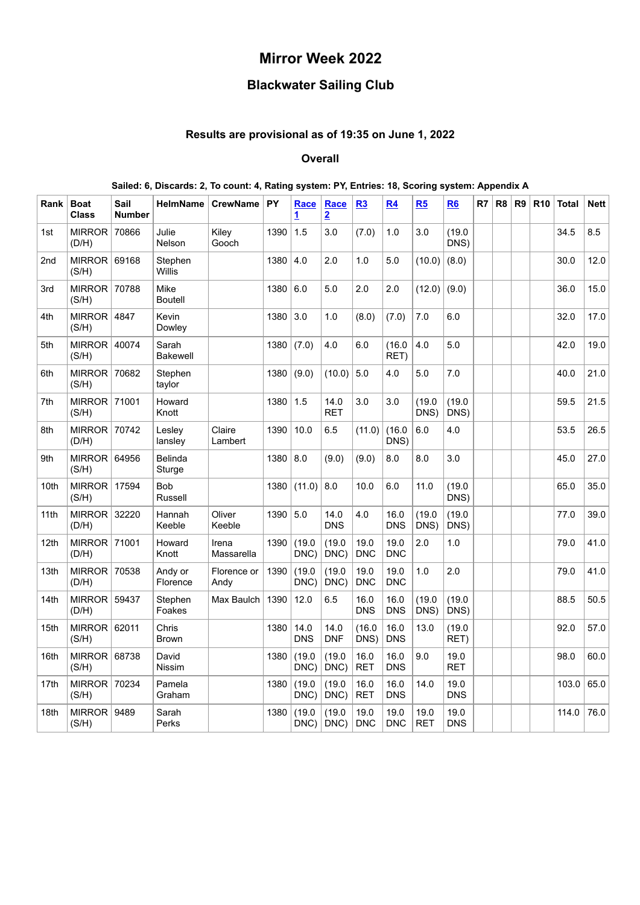# Mirror Week 2022

## Blackwater Sailing Club

### Results are provisional as of 19:35 on June 1, 2022

### Overall

**Sailed: 6, Discards: 2, To count: 4, Rating system: PY, Entries: 18, Scoring system: Appendix A**

| Rank | Boat Class | Sail Number | HelmName | CrewName | PY | Race 1 | Race 2 | R3 | R4 | R5 | R6 | R7 | R8 | R9 | R10 | Total | Nett |
|---|---|---|---|---|---|---|---|---|---|---|---|---|---|---|---|---|---|
| 1st | MIRROR (D/H) | 70866 | Julie Nelson | Kiley Gooch | 1390 | 1.5 | 3.0 | (7.0) | 1.0 | 3.0 | (19.0 DNS) | | | | | 34.5 | 8.5 |
| 2nd | MIRROR (S/H) | 69168 | Stephen Willis | | 1380 | 4.0 | 2.0 | 1.0 | 5.0 | (10.0) | (8.0) | | | | | 30.0 | 12.0 |
| 3rd | MIRROR (S/H) | 70788 | Mike Boutell | | 1380 | 6.0 | 5.0 | 2.0 | 2.0 | (12.0) | (9.0) | | | | | 36.0 | 15.0 |
| 4th | MIRROR (S/H) | 4847 | Kevin Dowley | | 1380 | 3.0 | 1.0 | (8.0) | (7.0) | 7.0 | 6.0 | | | | | 32.0 | 17.0 |
| 5th | MIRROR (S/H) | 40074 | Sarah Bakewell | | 1380 | (7.0) | 4.0 | 6.0 | (16.0 RET) | 4.0 | 5.0 | | | | | 42.0 | 19.0 |
| 6th | MIRROR (S/H) | 70682 | Stephen taylor | | 1380 | (9.0) | (10.0) | 5.0 | 4.0 | 5.0 | 7.0 | | | | | 40.0 | 21.0 |
| 7th | MIRROR (S/H) | 71001 | Howard Knott | | 1380 | 1.5 | 14.0 RET | 3.0 | 3.0 | (19.0 DNS) | (19.0 DNS) | | | | | 59.5 | 21.5 |
| 8th | MIRROR (D/H) | 70742 | Lesley lansley | Claire Lambert | 1390 | 10.0 | 6.5 | (11.0) | (16.0 DNS) | 6.0 | 4.0 | | | | | 53.5 | 26.5 |
| 9th | MIRROR (S/H) | 64956 | Belinda Sturge | | 1380 | 8.0 | (9.0) | (9.0) | 8.0 | 8.0 | 3.0 | | | | | 45.0 | 27.0 |
| 10th | MIRROR (S/H) | 17594 | Bob Russell | | 1380 | (11.0) | 8.0 | 10.0 | 6.0 | 11.0 | (19.0 DNS) | | | | | 65.0 | 35.0 |
| 11th | MIRROR (D/H) | 32220 | Hannah Keeble | Oliver Keeble | 1390 | 5.0 | 14.0 DNS | 4.0 | 16.0 DNS | (19.0 DNS) | (19.0 DNS) | | | | | 77.0 | 39.0 |
| 12th | MIRROR (D/H) | 71001 | Howard Knott | Irena Massarella | 1390 | (19.0 DNC) | (19.0 DNC) | 19.0 DNC | 19.0 DNC | 2.0 | 1.0 | | | | | 79.0 | 41.0 |
| 13th | MIRROR (D/H) | 70538 | Andy or Florence | Florence or Andy | 1390 | (19.0 DNC) | (19.0 DNC) | 19.0 DNC | 19.0 DNC | 1.0 | 2.0 | | | | | 79.0 | 41.0 |
| 14th | MIRROR (D/H) | 59437 | Stephen Foakes | Max Baulch | 1390 | 12.0 | 6.5 | 16.0 DNS | 16.0 DNS | (19.0 DNS) | (19.0 DNS) | | | | | 88.5 | 50.5 |
| 15th | MIRROR (S/H) | 62011 | Chris Brown | | 1380 | 14.0 DNS | 14.0 DNF | (16.0 DNS) | 16.0 DNS | 13.0 | (19.0 RET) | | | | | 92.0 | 57.0 |
| 16th | MIRROR (S/H) | 68738 | David Nissim | | 1380 | (19.0 DNC) | (19.0 DNC) | 16.0 RET | 16.0 DNS | 9.0 | 19.0 RET | | | | | 98.0 | 60.0 |
| 17th | MIRROR (S/H) | 70234 | Pamela Graham | | 1380 | (19.0 DNC) | (19.0 DNC) | 16.0 RET | 16.0 DNS | 14.0 | 19.0 DNS | | | | | 103.0 | 65.0 |
| 18th | MIRROR (S/H) | 9489 | Sarah Perks | | 1380 | (19.0 DNC) | (19.0 DNC) | 19.0 DNC | 19.0 DNC | 19.0 RET | 19.0 DNS | | | | | 114.0 | 76.0 |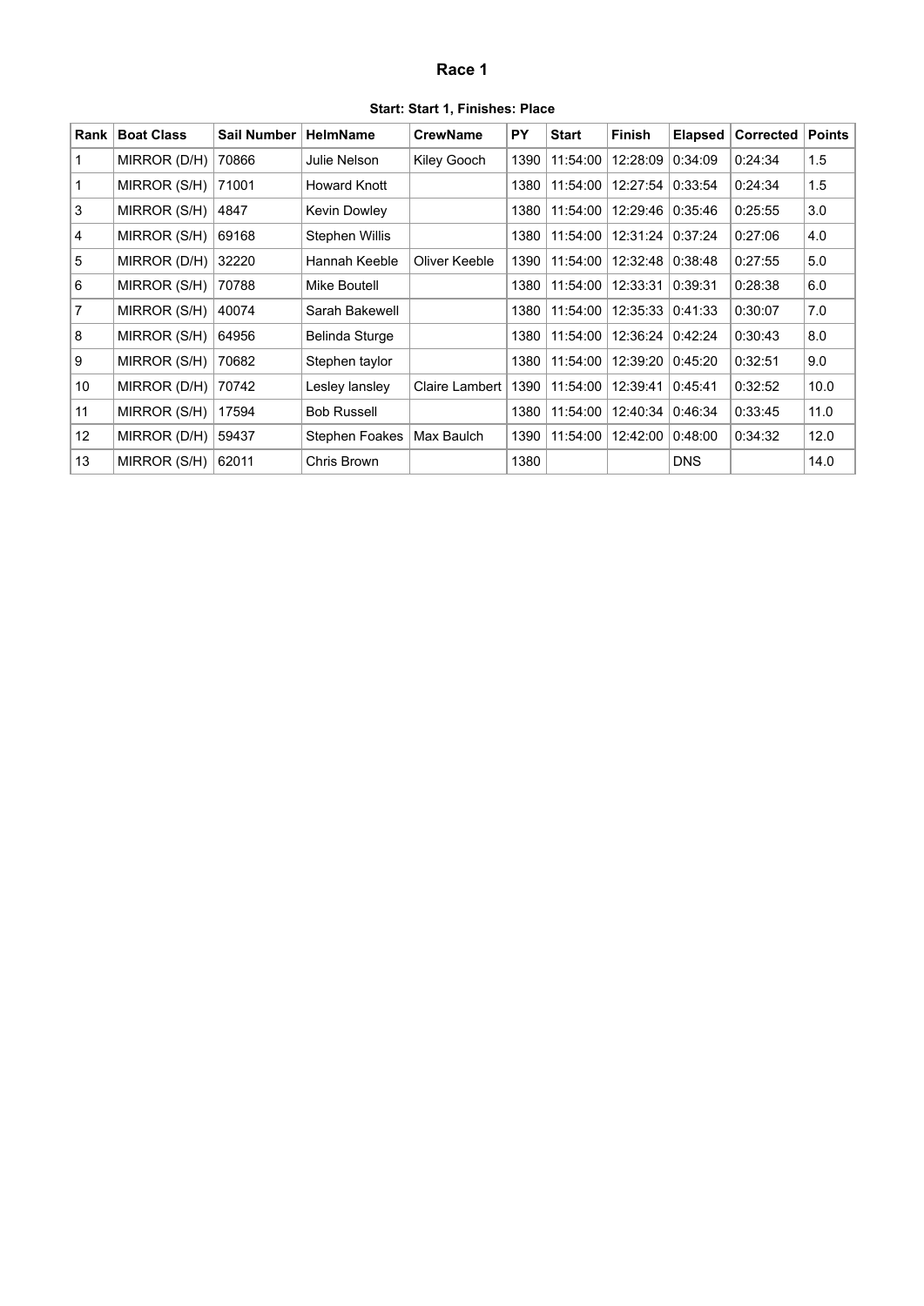# Race 1

**Start: Start 1, Finishes: Place**

| Rank | Boat Class | Sail Number | HelmName | CrewName | PY | Start | Finish | Elapsed | Corrected | Points |
|---|---|---|---|---|---|---|---|---|---|---|
| 1 | MIRROR (D/H) | 70866 | Julie Nelson | Kiley Gooch | 1390 | 11:54:00 | 12:28:09 | 0:34:09 | 0:24:34 | 1.5 |
| 1 | MIRROR (S/H) | 71001 | Howard Knott | | 1380 | 11:54:00 | 12:27:54 | 0:33:54 | 0:24:34 | 1.5 |
| 3 | MIRROR (S/H) | 4847 | Kevin Dowley | | 1380 | 11:54:00 | 12:29:46 | 0:35:46 | 0:25:55 | 3.0 |
| 4 | MIRROR (S/H) | 69168 | Stephen Willis | | 1380 | 11:54:00 | 12:31:24 | 0:37:24 | 0:27:06 | 4.0 |
| 5 | MIRROR (D/H) | 32220 | Hannah Keeble | Oliver Keeble | 1390 | 11:54:00 | 12:32:48 | 0:38:48 | 0:27:55 | 5.0 |
| 6 | MIRROR (S/H) | 70788 | Mike Boutell | | 1380 | 11:54:00 | 12:33:31 | 0:39:31 | 0:28:38 | 6.0 |
| 7 | MIRROR (S/H) | 40074 | Sarah Bakewell | | 1380 | 11:54:00 | 12:35:33 | 0:41:33 | 0:30:07 | 7.0 |
| 8 | MIRROR (S/H) | 64956 | Belinda Sturge | | 1380 | 11:54:00 | 12:36:24 | 0:42:24 | 0:30:43 | 8.0 |
| 9 | MIRROR (S/H) | 70682 | Stephen taylor | | 1380 | 11:54:00 | 12:39:20 | 0:45:20 | 0:32:51 | 9.0 |
| 10 | MIRROR (D/H) | 70742 | Lesley lansley | Claire Lambert | 1390 | 11:54:00 | 12:39:41 | 0:45:41 | 0:32:52 | 10.0 |
| 11 | MIRROR (S/H) | 17594 | Bob Russell | | 1380 | 11:54:00 | 12:40:34 | 0:46:34 | 0:33:45 | 11.0 |
| 12 | MIRROR (D/H) | 59437 | Stephen Foakes | Max Baulch | 1390 | 11:54:00 | 12:42:00 | 0:48:00 | 0:34:32 | 12.0 |
| 13 | MIRROR (S/H) | 62011 | Chris Brown | | 1380 | | | DNS | | 14.0 |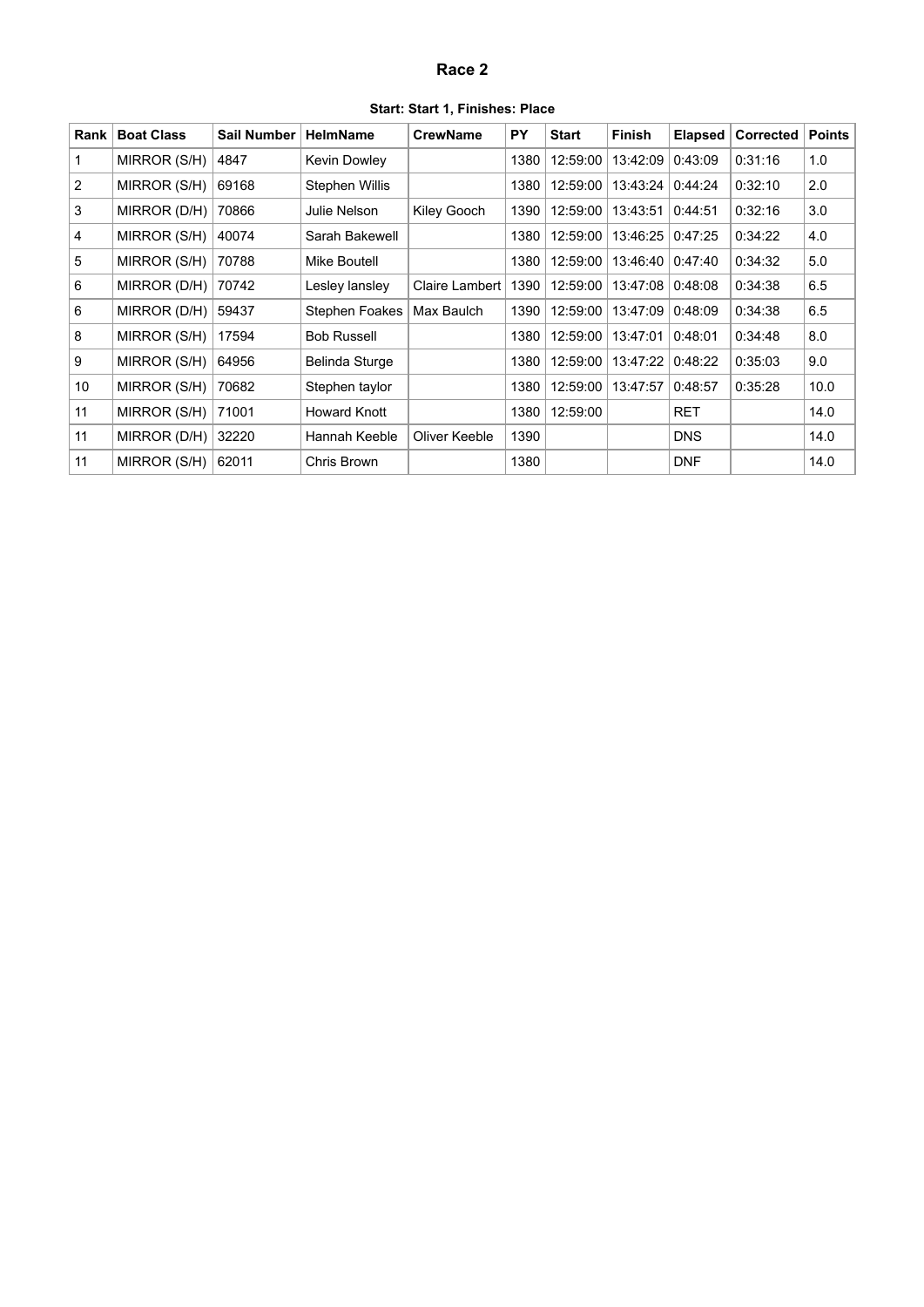# Race 2

**Start: Start 1, Finishes: Place**

| Rank | Boat Class | Sail Number | HelmName | CrewName | PY | Start | Finish | Elapsed | Corrected | Points |
|---|---|---|---|---|---|---|---|---|---|---|
| 1 | MIRROR (S/H) | 4847 | Kevin Dowley | | 1380 | 12:59:00 | 13:42:09 | 0:43:09 | 0:31:16 | 1.0 |
| 2 | MIRROR (S/H) | 69168 | Stephen Willis | | 1380 | 12:59:00 | 13:43:24 | 0:44:24 | 0:32:10 | 2.0 |
| 3 | MIRROR (D/H) | 70866 | Julie Nelson | Kiley Gooch | 1390 | 12:59:00 | 13:43:51 | 0:44:51 | 0:32:16 | 3.0 |
| 4 | MIRROR (S/H) | 40074 | Sarah Bakewell | | 1380 | 12:59:00 | 13:46:25 | 0:47:25 | 0:34:22 | 4.0 |
| 5 | MIRROR (S/H) | 70788 | Mike Boutell | | 1380 | 12:59:00 | 13:46:40 | 0:47:40 | 0:34:32 | 5.0 |
| 6 | MIRROR (D/H) | 70742 | Lesley lansley | Claire Lambert | 1390 | 12:59:00 | 13:47:08 | 0:48:08 | 0:34:38 | 6.5 |
| 6 | MIRROR (D/H) | 59437 | Stephen Foakes | Max Baulch | 1390 | 12:59:00 | 13:47:09 | 0:48:09 | 0:34:38 | 6.5 |
| 8 | MIRROR (S/H) | 17594 | Bob Russell | | 1380 | 12:59:00 | 13:47:01 | 0:48:01 | 0:34:48 | 8.0 |
| 9 | MIRROR (S/H) | 64956 | Belinda Sturge | | 1380 | 12:59:00 | 13:47:22 | 0:48:22 | 0:35:03 | 9.0 |
| 10 | MIRROR (S/H) | 70682 | Stephen taylor | | 1380 | 12:59:00 | 13:47:57 | 0:48:57 | 0:35:28 | 10.0 |
| 11 | MIRROR (S/H) | 71001 | Howard Knott | | 1380 | 12:59:00 | | RET | | 14.0 |
| 11 | MIRROR (D/H) | 32220 | Hannah Keeble | Oliver Keeble | 1390 | | | DNS | | 14.0 |
| 11 | MIRROR (S/H) | 62011 | Chris Brown | | 1380 | | | DNF | | 14.0 |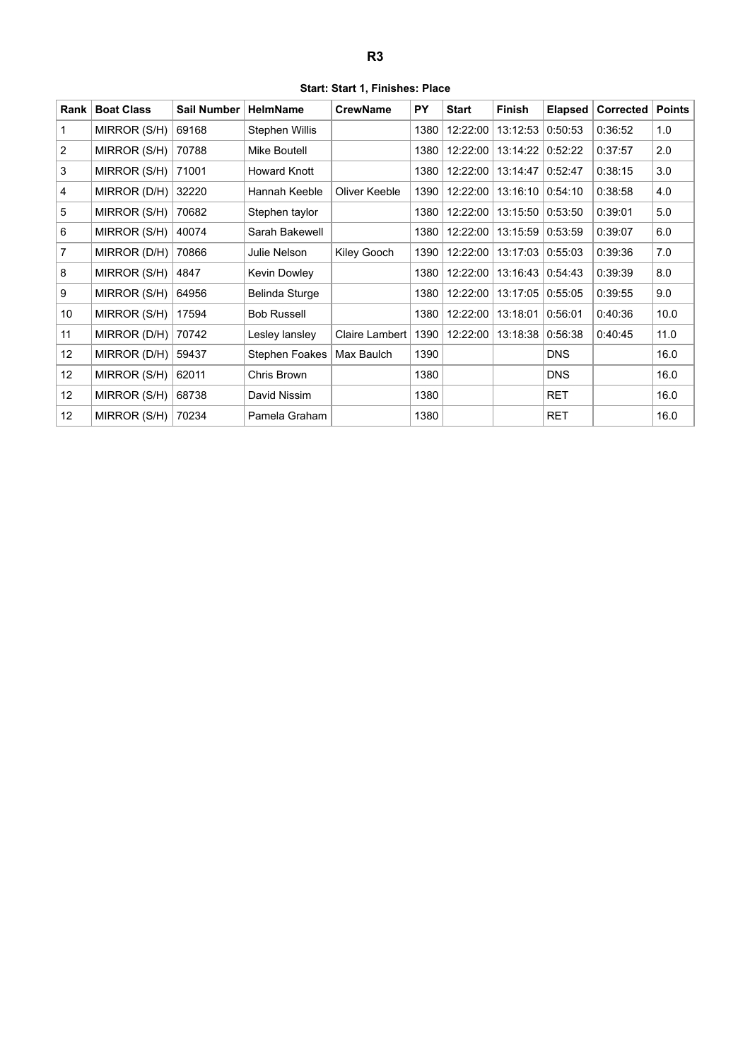# R3

**Start: Start 1, Finishes: Place**

| Rank | Boat Class | Sail Number | HelmName | CrewName | PY | Start | Finish | Elapsed | Corrected | Points |
|---|---|---|---|---|---|---|---|---|---|---|
| 1 | MIRROR (S/H) | 69168 | Stephen Willis | | 1380 | 12:22:00 | 13:12:53 | 0:50:53 | 0:36:52 | 1.0 |
| 2 | MIRROR (S/H) | 70788 | Mike Boutell | | 1380 | 12:22:00 | 13:14:22 | 0:52:22 | 0:37:57 | 2.0 |
| 3 | MIRROR (S/H) | 71001 | Howard Knott | | 1380 | 12:22:00 | 13:14:47 | 0:52:47 | 0:38:15 | 3.0 |
| 4 | MIRROR (D/H) | 32220 | Hannah Keeble | Oliver Keeble | 1390 | 12:22:00 | 13:16:10 | 0:54:10 | 0:38:58 | 4.0 |
| 5 | MIRROR (S/H) | 70682 | Stephen taylor | | 1380 | 12:22:00 | 13:15:50 | 0:53:50 | 0:39:01 | 5.0 |
| 6 | MIRROR (S/H) | 40074 | Sarah Bakewell | | 1380 | 12:22:00 | 13:15:59 | 0:53:59 | 0:39:07 | 6.0 |
| 7 | MIRROR (D/H) | 70866 | Julie Nelson | Kiley Gooch | 1390 | 12:22:00 | 13:17:03 | 0:55:03 | 0:39:36 | 7.0 |
| 8 | MIRROR (S/H) | 4847 | Kevin Dowley | | 1380 | 12:22:00 | 13:16:43 | 0:54:43 | 0:39:39 | 8.0 |
| 9 | MIRROR (S/H) | 64956 | Belinda Sturge | | 1380 | 12:22:00 | 13:17:05 | 0:55:05 | 0:39:55 | 9.0 |
| 10 | MIRROR (S/H) | 17594 | Bob Russell | | 1380 | 12:22:00 | 13:18:01 | 0:56:01 | 0:40:36 | 10.0 |
| 11 | MIRROR (D/H) | 70742 | Lesley lansley | Claire Lambert | 1390 | 12:22:00 | 13:18:38 | 0:56:38 | 0:40:45 | 11.0 |
| 12 | MIRROR (D/H) | 59437 | Stephen Foakes | Max Baulch | 1390 | | | DNS | | 16.0 |
| 12 | MIRROR (S/H) | 62011 | Chris Brown | | 1380 | | | DNS | | 16.0 |
| 12 | MIRROR (S/H) | 68738 | David Nissim | | 1380 | | | RET | | 16.0 |
| 12 | MIRROR (S/H) | 70234 | Pamela Graham | | 1380 | | | RET | | 16.0 |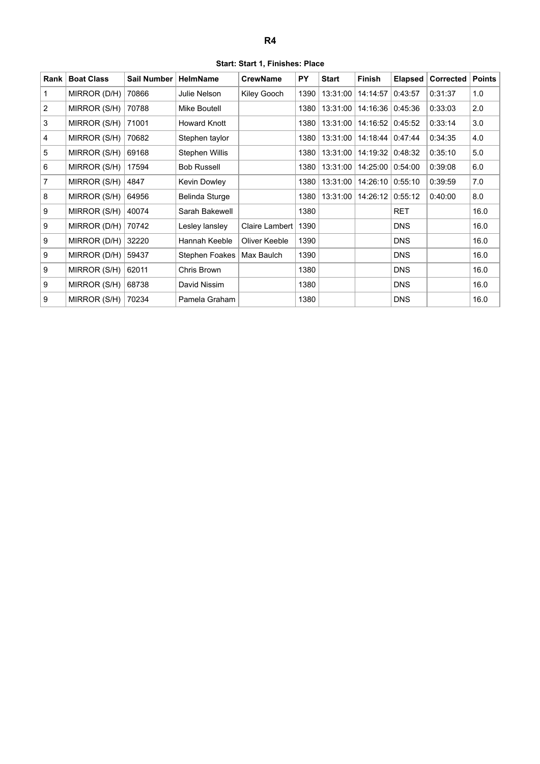# R4

**Start: Start 1, Finishes: Place**

| Rank | Boat Class | Sail Number | HelmName | CrewName | PY | Start | Finish | Elapsed | Corrected | Points |
|---|---|---|---|---|---|---|---|---|---|---|
| 1 | MIRROR (D/H) | 70866 | Julie Nelson | Kiley Gooch | 1390 | 13:31:00 | 14:14:57 | 0:43:57 | 0:31:37 | 1.0 |
| 2 | MIRROR (S/H) | 70788 | Mike Boutell | | 1380 | 13:31:00 | 14:16:36 | 0:45:36 | 0:33:03 | 2.0 |
| 3 | MIRROR (S/H) | 71001 | Howard Knott | | 1380 | 13:31:00 | 14:16:52 | 0:45:52 | 0:33:14 | 3.0 |
| 4 | MIRROR (S/H) | 70682 | Stephen taylor | | 1380 | 13:31:00 | 14:18:44 | 0:47:44 | 0:34:35 | 4.0 |
| 5 | MIRROR (S/H) | 69168 | Stephen Willis | | 1380 | 13:31:00 | 14:19:32 | 0:48:32 | 0:35:10 | 5.0 |
| 6 | MIRROR (S/H) | 17594 | Bob Russell | | 1380 | 13:31:00 | 14:25:00 | 0:54:00 | 0:39:08 | 6.0 |
| 7 | MIRROR (S/H) | 4847 | Kevin Dowley | | 1380 | 13:31:00 | 14:26:10 | 0:55:10 | 0:39:59 | 7.0 |
| 8 | MIRROR (S/H) | 64956 | Belinda Sturge | | 1380 | 13:31:00 | 14:26:12 | 0:55:12 | 0:40:00 | 8.0 |
| 9 | MIRROR (S/H) | 40074 | Sarah Bakewell | | 1380 | | | RET | | 16.0 |
| 9 | MIRROR (D/H) | 70742 | Lesley lansley | Claire Lambert | 1390 | | | DNS | | 16.0 |
| 9 | MIRROR (D/H) | 32220 | Hannah Keeble | Oliver Keeble | 1390 | | | DNS | | 16.0 |
| 9 | MIRROR (D/H) | 59437 | Stephen Foakes | Max Baulch | 1390 | | | DNS | | 16.0 |
| 9 | MIRROR (S/H) | 62011 | Chris Brown | | 1380 | | | DNS | | 16.0 |
| 9 | MIRROR (S/H) | 68738 | David Nissim | | 1380 | | | DNS | | 16.0 |
| 9 | MIRROR (S/H) | 70234 | Pamela Graham | | 1380 | | | DNS | | 16.0 |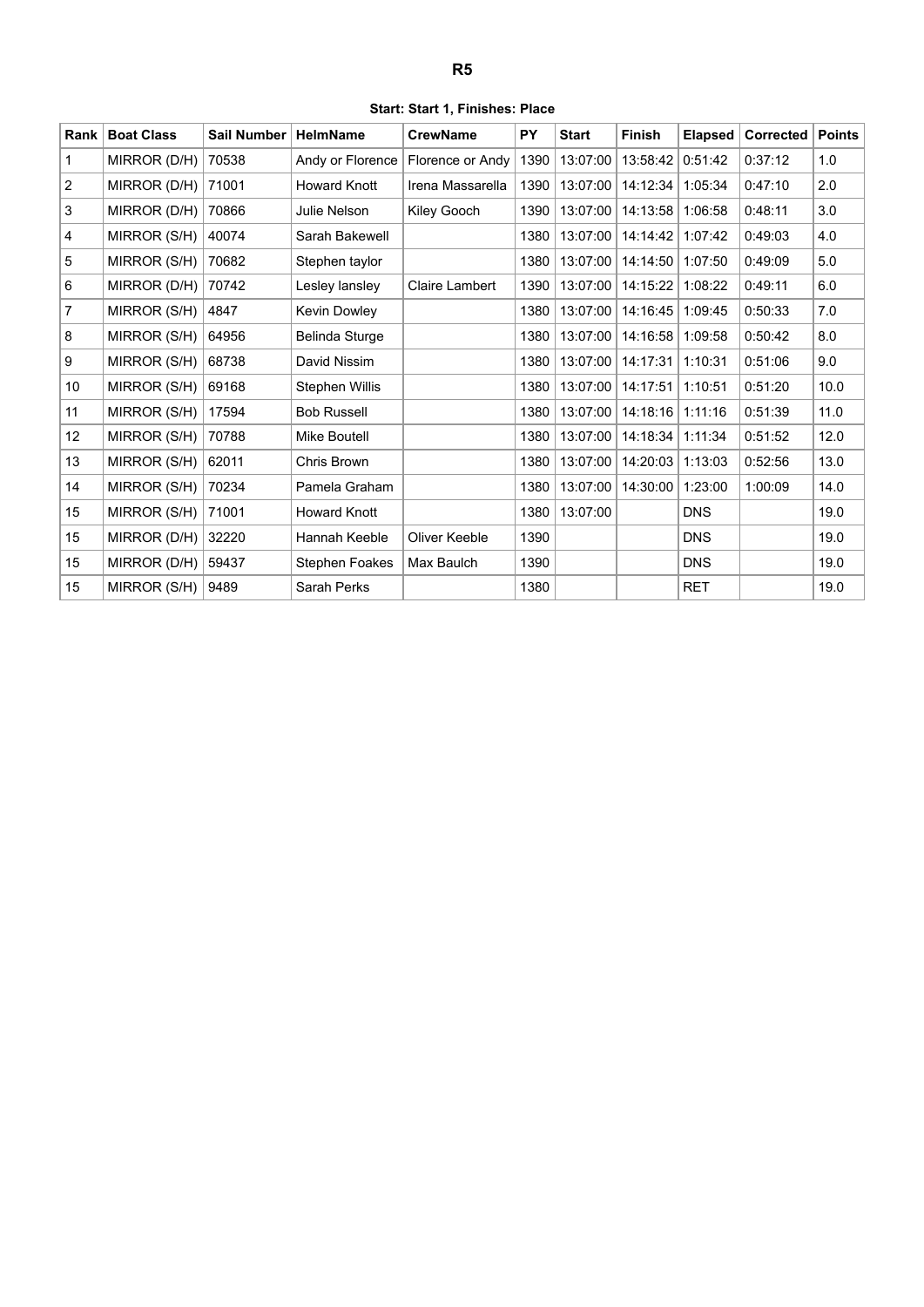# R5

**Start: Start 1, Finishes: Place**

| Rank | Boat Class | Sail Number | HelmName | CrewName | PY | Start | Finish | Elapsed | Corrected | Points |
|---|---|---|---|---|---|---|---|---|---|---|
| 1 | MIRROR (D/H) | 70538 | Andy or Florence | Florence or Andy | 1390 | 13:07:00 | 13:58:42 | 0:51:42 | 0:37:12 | 1.0 |
| 2 | MIRROR (D/H) | 71001 | Howard Knott | Irena Massarella | 1390 | 13:07:00 | 14:12:34 | 1:05:34 | 0:47:10 | 2.0 |
| 3 | MIRROR (D/H) | 70866 | Julie Nelson | Kiley Gooch | 1390 | 13:07:00 | 14:13:58 | 1:06:58 | 0:48:11 | 3.0 |
| 4 | MIRROR (S/H) | 40074 | Sarah Bakewell | | 1380 | 13:07:00 | 14:14:42 | 1:07:42 | 0:49:03 | 4.0 |
| 5 | MIRROR (S/H) | 70682 | Stephen taylor | | 1380 | 13:07:00 | 14:14:50 | 1:07:50 | 0:49:09 | 5.0 |
| 6 | MIRROR (D/H) | 70742 | Lesley lansley | Claire Lambert | 1390 | 13:07:00 | 14:15:22 | 1:08:22 | 0:49:11 | 6.0 |
| 7 | MIRROR (S/H) | 4847 | Kevin Dowley | | 1380 | 13:07:00 | 14:16:45 | 1:09:45 | 0:50:33 | 7.0 |
| 8 | MIRROR (S/H) | 64956 | Belinda Sturge | | 1380 | 13:07:00 | 14:16:58 | 1:09:58 | 0:50:42 | 8.0 |
| 9 | MIRROR (S/H) | 68738 | David Nissim | | 1380 | 13:07:00 | 14:17:31 | 1:10:31 | 0:51:06 | 9.0 |
| 10 | MIRROR (S/H) | 69168 | Stephen Willis | | 1380 | 13:07:00 | 14:17:51 | 1:10:51 | 0:51:20 | 10.0 |
| 11 | MIRROR (S/H) | 17594 | Bob Russell | | 1380 | 13:07:00 | 14:18:16 | 1:11:16 | 0:51:39 | 11.0 |
| 12 | MIRROR (S/H) | 70788 | Mike Boutell | | 1380 | 13:07:00 | 14:18:34 | 1:11:34 | 0:51:52 | 12.0 |
| 13 | MIRROR (S/H) | 62011 | Chris Brown | | 1380 | 13:07:00 | 14:20:03 | 1:13:03 | 0:52:56 | 13.0 |
| 14 | MIRROR (S/H) | 70234 | Pamela Graham | | 1380 | 13:07:00 | 14:30:00 | 1:23:00 | 1:00:09 | 14.0 |
| 15 | MIRROR (S/H) | 71001 | Howard Knott | | 1380 | 13:07:00 | | DNS | | 19.0 |
| 15 | MIRROR (D/H) | 32220 | Hannah Keeble | Oliver Keeble | 1390 | | | DNS | | 19.0 |
| 15 | MIRROR (D/H) | 59437 | Stephen Foakes | Max Baulch | 1390 | | | DNS | | 19.0 |
| 15 | MIRROR (S/H) | 9489 | Sarah Perks | | 1380 | | | RET | | 19.0 |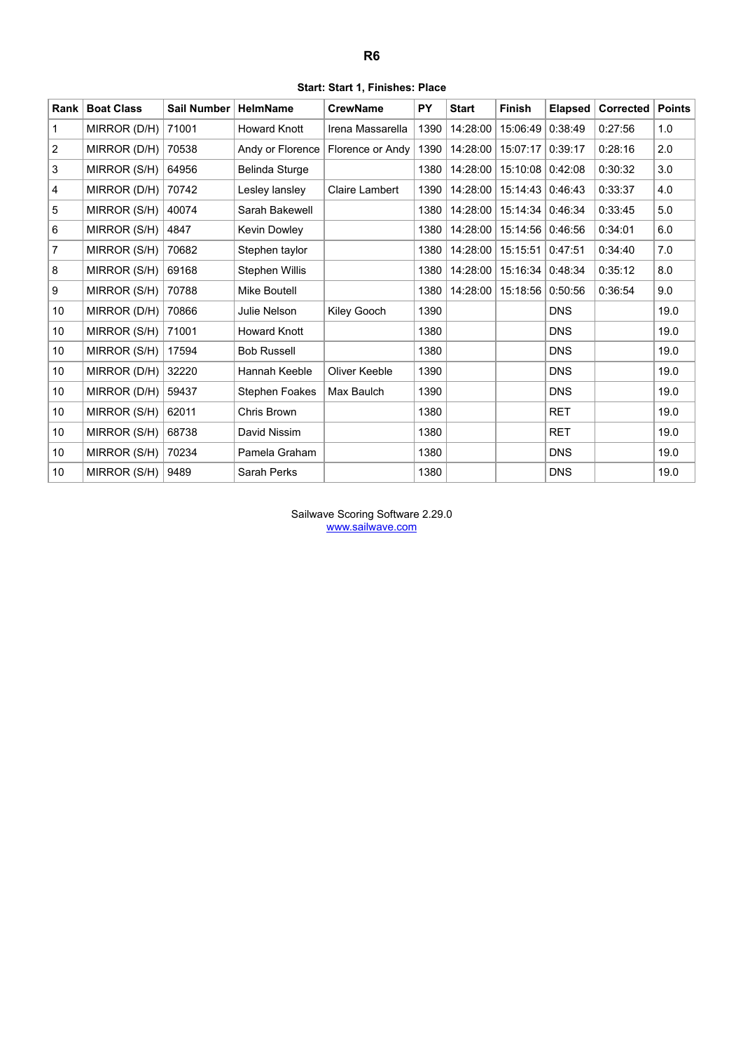# R6

**Start: Start 1, Finishes: Place**

| Rank | Boat Class | Sail Number | HelmName | CrewName | PY | Start | Finish | Elapsed | Corrected | Points |
|---|---|---|---|---|---|---|---|---|---|---|
| 1 | MIRROR (D/H) | 71001 | Howard Knott | Irena Massarella | 1390 | 14:28:00 | 15:06:49 | 0:38:49 | 0:27:56 | 1.0 |
| 2 | MIRROR (D/H) | 70538 | Andy or Florence | Florence or Andy | 1390 | 14:28:00 | 15:07:17 | 0:39:17 | 0:28:16 | 2.0 |
| 3 | MIRROR (S/H) | 64956 | Belinda Sturge | | 1380 | 14:28:00 | 15:10:08 | 0:42:08 | 0:30:32 | 3.0 |
| 4 | MIRROR (D/H) | 70742 | Lesley lansley | Claire Lambert | 1390 | 14:28:00 | 15:14:43 | 0:46:43 | 0:33:37 | 4.0 |
| 5 | MIRROR (S/H) | 40074 | Sarah Bakewell | | 1380 | 14:28:00 | 15:14:34 | 0:46:34 | 0:33:45 | 5.0 |
| 6 | MIRROR (S/H) | 4847 | Kevin Dowley | | 1380 | 14:28:00 | 15:14:56 | 0:46:56 | 0:34:01 | 6.0 |
| 7 | MIRROR (S/H) | 70682 | Stephen taylor | | 1380 | 14:28:00 | 15:15:51 | 0:47:51 | 0:34:40 | 7.0 |
| 8 | MIRROR (S/H) | 69168 | Stephen Willis | | 1380 | 14:28:00 | 15:16:34 | 0:48:34 | 0:35:12 | 8.0 |
| 9 | MIRROR (S/H) | 70788 | Mike Boutell | | 1380 | 14:28:00 | 15:18:56 | 0:50:56 | 0:36:54 | 9.0 |
| 10 | MIRROR (D/H) | 70866 | Julie Nelson | Kiley Gooch | 1390 | | | DNS | | 19.0 |
| 10 | MIRROR (S/H) | 71001 | Howard Knott | | 1380 | | | DNS | | 19.0 |
| 10 | MIRROR (S/H) | 17594 | Bob Russell | | 1380 | | | DNS | | 19.0 |
| 10 | MIRROR (D/H) | 32220 | Hannah Keeble | Oliver Keeble | 1390 | | | DNS | | 19.0 |
| 10 | MIRROR (D/H) | 59437 | Stephen Foakes | Max Baulch | 1390 | | | DNS | | 19.0 |
| 10 | MIRROR (S/H) | 62011 | Chris Brown | | 1380 | | | RET | | 19.0 |
| 10 | MIRROR (S/H) | 68738 | David Nissim | | 1380 | | | RET | | 19.0 |
| 10 | MIRROR (S/H) | 70234 | Pamela Graham | | 1380 | | | DNS | | 19.0 |
| 10 | MIRROR (S/H) | 9489 | Sarah Perks | | 1380 | | | DNS | | 19.0 |

Sailwave Scoring Software 2.29.0
www.sailwave.com